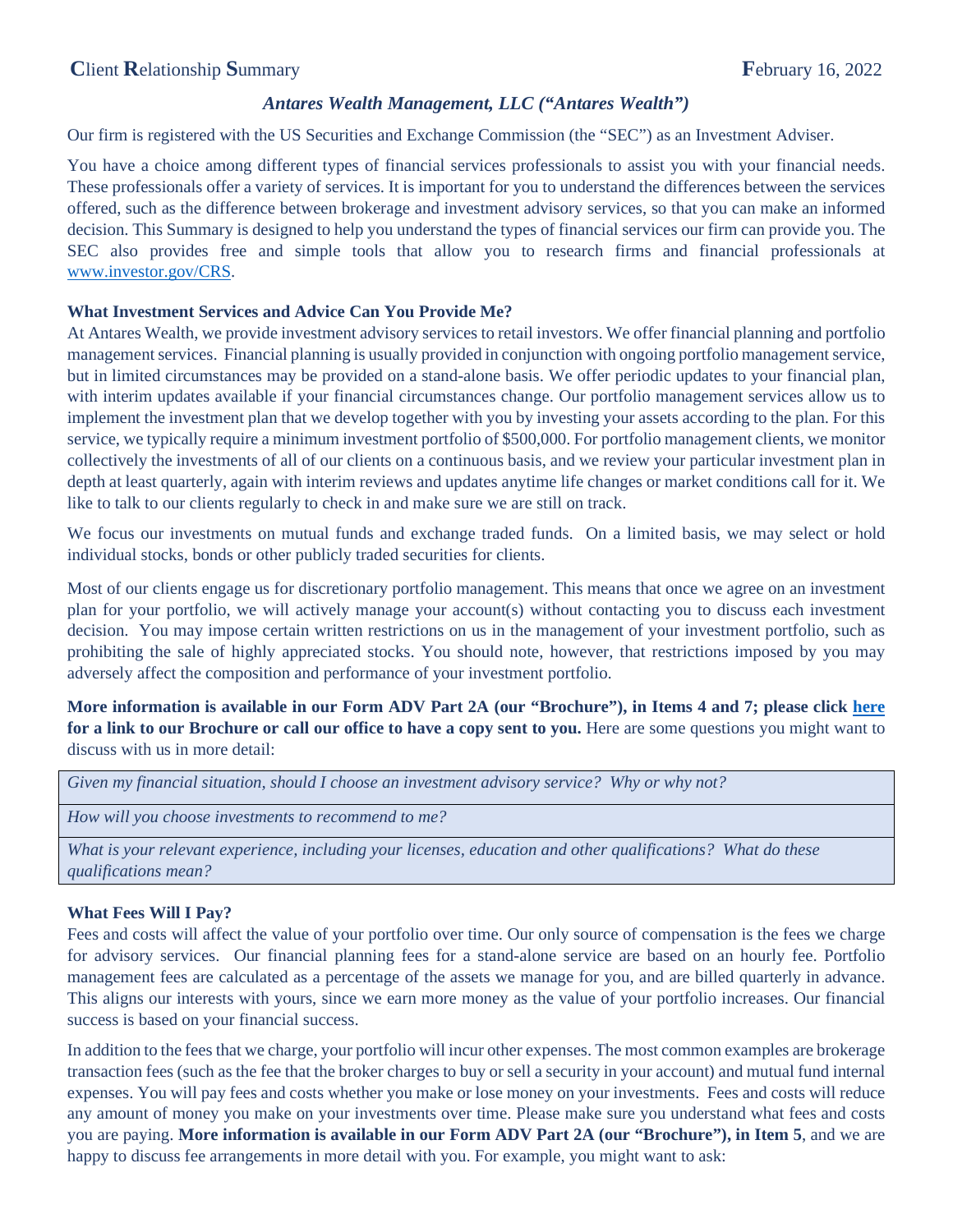**C**lient **R**elationship **S**ummary **F**ebruary 16, 2022

***Antares Wealth Management, LLC ("Antares Wealth")***

Our firm is registered with the US Securities and Exchange Commission (the "SEC") as an Investment Adviser.

You have a choice among different types of financial services professionals to assist you with your financial needs. These professionals offer a variety of services. It is important for you to understand the differences between the services offered, such as the difference between brokerage and investment advisory services, so that you can make an informed decision. This Summary is designed to help you understand the types of financial services our firm can provide you. The SEC also provides free and simple tools that allow you to research firms and financial professionals at [www.investor.gov/CRS](www.investor.gov/CRS).

**What Investment Services and Advice Can You Provide Me?**

At Antares Wealth, we provide investment advisory services to retail investors. We offer financial planning and portfolio management services. Financial planning is usually provided in conjunction with ongoing portfolio management service, but in limited circumstances may be provided on a stand-alone basis. We offer periodic updates to your financial plan, with interim updates available if your financial circumstances change. Our portfolio management services allow us to implement the investment plan that we develop together with you by investing your assets according to the plan. For this service, we typically require a minimum investment portfolio of $500,000. For portfolio management clients, we monitor collectively the investments of all of our clients on a continuous basis, and we review your particular investment plan in depth at least quarterly, again with interim reviews and updates anytime life changes or market conditions call for it. We like to talk to our clients regularly to check in and make sure we are still on track.

We focus our investments on mutual funds and exchange traded funds. On a limited basis, we may select or hold individual stocks, bonds or other publicly traded securities for clients.

Most of our clients engage us for discretionary portfolio management. This means that once we agree on an investment plan for your portfolio, we will actively manage your account(s) without contacting you to discuss each investment decision. You may impose certain written restrictions on us in the management of your investment portfolio, such as prohibiting the sale of highly appreciated stocks. You should note, however, that restrictions imposed by you may adversely affect the composition and performance of your investment portfolio.

**More information is available in our Form ADV Part 2A (our "Brochure"), in Items 4 and 7; please click [here] for a link to our Brochure or call our office to have a copy sent to you.** Here are some questions you might want to discuss with us in more detail:

| |
|---|
| *Given my financial situation, should I choose an investment advisory service? Why or why not?* |
| *How will you choose investments to recommend to me?* |
| *What is your relevant experience, including your licenses, education and other qualifications? What do these qualifications mean?* |

**What Fees Will I Pay?**

Fees and costs will affect the value of your portfolio over time. Our only source of compensation is the fees we charge for advisory services. Our financial planning fees for a stand-alone service are based on an hourly fee. Portfolio management fees are calculated as a percentage of the assets we manage for you, and are billed quarterly in advance. This aligns our interests with yours, since we earn more money as the value of your portfolio increases. Our financial success is based on your financial success.

In addition to the fees that we charge, your portfolio will incur other expenses. The most common examples are brokerage transaction fees (such as the fee that the broker charges to buy or sell a security in your account) and mutual fund internal expenses. You will pay fees and costs whether you make or lose money on your investments. Fees and costs will reduce any amount of money you make on your investments over time. Please make sure you understand what fees and costs you are paying. **More information is available in our Form ADV Part 2A (our "Brochure"), in Item 5**, and we are happy to discuss fee arrangements in more detail with you. For example, you might want to ask: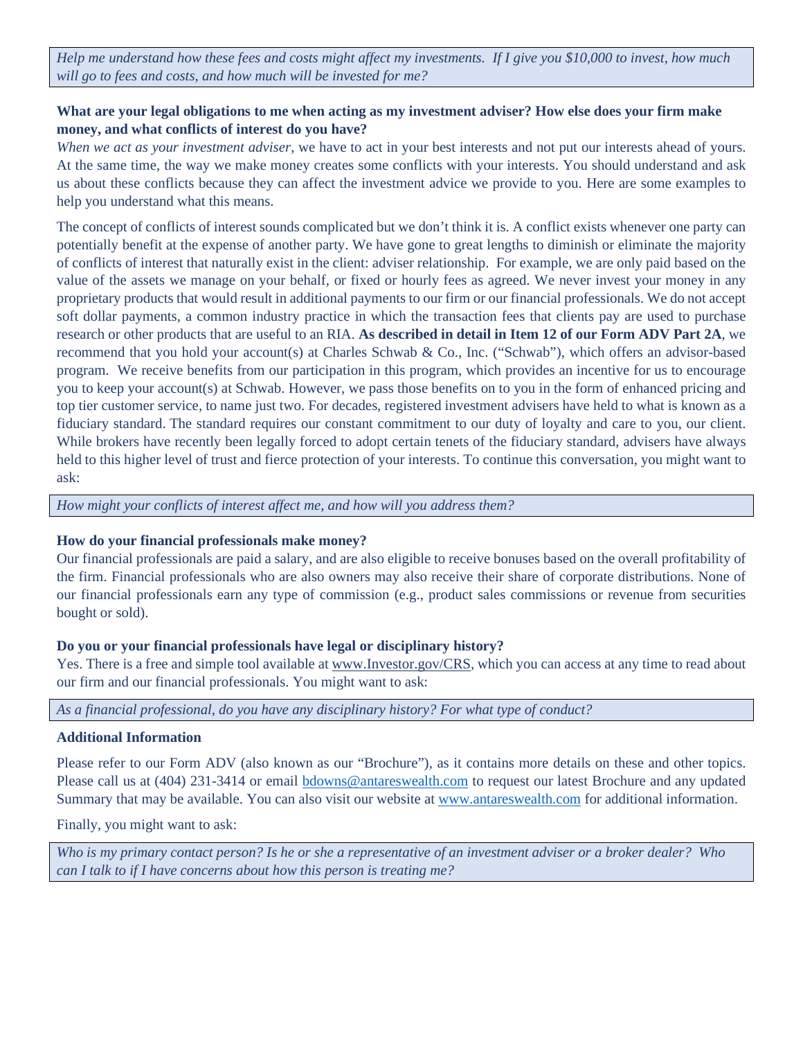*Help me understand how these fees and costs might affect my investments. If I give you $10,000 to invest, how much will go to fees and costs, and how much will be invested for me?*

**What are your legal obligations to me when acting as my investment adviser? How else does your firm make money, and what conflicts of interest do you have?**

*When we act as your investment adviser*, we have to act in your best interests and not put our interests ahead of yours. At the same time, the way we make money creates some conflicts with your interests. You should understand and ask us about these conflicts because they can affect the investment advice we provide to you. Here are some examples to help you understand what this means.

The concept of conflicts of interest sounds complicated but we don't think it is. A conflict exists whenever one party can potentially benefit at the expense of another party. We have gone to great lengths to diminish or eliminate the majority of conflicts of interest that naturally exist in the client: adviser relationship. For example, we are only paid based on the value of the assets we manage on your behalf, or fixed or hourly fees as agreed. We never invest your money in any proprietary products that would result in additional payments to our firm or our financial professionals. We do not accept soft dollar payments, a common industry practice in which the transaction fees that clients pay are used to purchase research or other products that are useful to an RIA. **As described in detail in Item 12 of our Form ADV Part 2A**, we recommend that you hold your account(s) at Charles Schwab & Co., Inc. ("Schwab"), which offers an advisor-based program. We receive benefits from our participation in this program, which provides an incentive for us to encourage you to keep your account(s) at Schwab. However, we pass those benefits on to you in the form of enhanced pricing and top tier customer service, to name just two. For decades, registered investment advisers have held to what is known as a fiduciary standard. The standard requires our constant commitment to our duty of loyalty and care to you, our client. While brokers have recently been legally forced to adopt certain tenets of the fiduciary standard, advisers have always held to this higher level of trust and fierce protection of your interests. To continue this conversation, you might want to ask:

*How might your conflicts of interest affect me, and how will you address them?*

**How do your financial professionals make money?**

Our financial professionals are paid a salary, and are also eligible to receive bonuses based on the overall profitability of the firm. Financial professionals who are also owners may also receive their share of corporate distributions. None of our financial professionals earn any type of commission (e.g., product sales commissions or revenue from securities bought or sold).

**Do you or your financial professionals have legal or disciplinary history?**

Yes. There is a free and simple tool available at www.Investor.gov/CRS, which you can access at any time to read about our firm and our financial professionals. You might want to ask:

*As a financial professional, do you have any disciplinary history? For what type of conduct?*

**Additional Information**

Please refer to our Form ADV (also known as our "Brochure"), as it contains more details on these and other topics. Please call us at (404) 231-3414 or email bdowns@antareswealth.com to request our latest Brochure and any updated Summary that may be available. You can also visit our website at www.antareswealth.com for additional information.

Finally, you might want to ask:

*Who is my primary contact person? Is he or she a representative of an investment adviser or a broker dealer? Who can I talk to if I have concerns about how this person is treating me?*